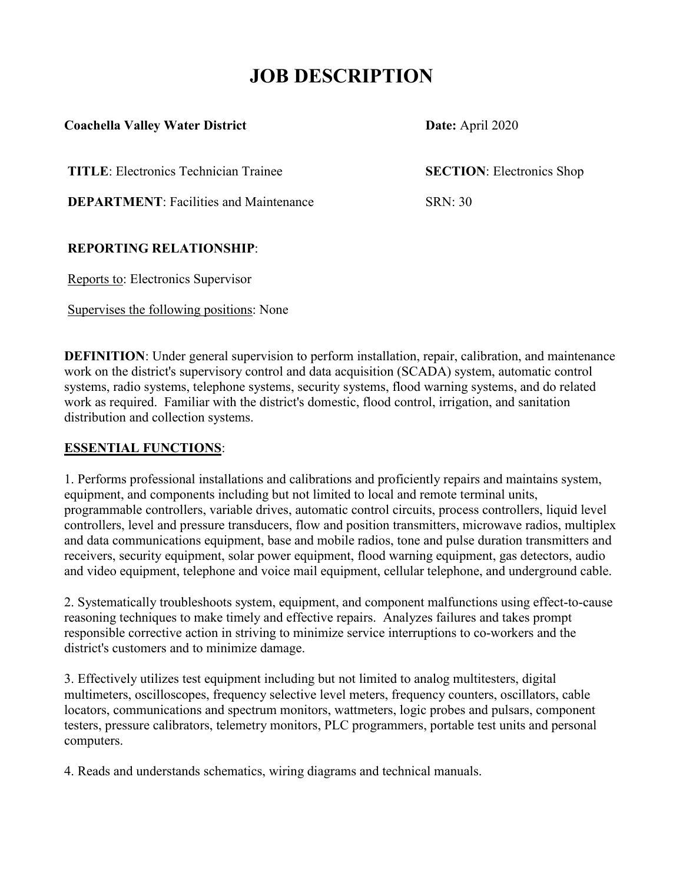# JOB DESCRIPTION

**Coachella Valley Water District** **Date:** April 2020

**TITLE**: Electronics Technician Trainee **SECTION**: Electronics Shop

**DEPARTMENT**: Facilities and Maintenance SRN: 30

**REPORTING RELATIONSHIP**:

Reports to: Electronics Supervisor

Supervises the following positions: None

**DEFINITION**: Under general supervision to perform installation, repair, calibration, and maintenance work on the district's supervisory control and data acquisition (SCADA) system, automatic control systems, radio systems, telephone systems, security systems, flood warning systems, and do related work as required. Familiar with the district's domestic, flood control, irrigation, and sanitation distribution and collection systems.

## ESSENTIAL FUNCTIONS:

1. Performs professional installations and calibrations and proficiently repairs and maintains system, equipment, and components including but not limited to local and remote terminal units, programmable controllers, variable drives, automatic control circuits, process controllers, liquid level controllers, level and pressure transducers, flow and position transmitters, microwave radios, multiplex and data communications equipment, base and mobile radios, tone and pulse duration transmitters and receivers, security equipment, solar power equipment, flood warning equipment, gas detectors, audio and video equipment, telephone and voice mail equipment, cellular telephone, and underground cable.

2. Systematically troubleshoots system, equipment, and component malfunctions using effect-to-cause reasoning techniques to make timely and effective repairs. Analyzes failures and takes prompt responsible corrective action in striving to minimize service interruptions to co-workers and the district's customers and to minimize damage.

3. Effectively utilizes test equipment including but not limited to analog multitesters, digital multimeters, oscilloscopes, frequency selective level meters, frequency counters, oscillators, cable locators, communications and spectrum monitors, wattmeters, logic probes and pulsars, component testers, pressure calibrators, telemetry monitors, PLC programmers, portable test units and personal computers.

4. Reads and understands schematics, wiring diagrams and technical manuals.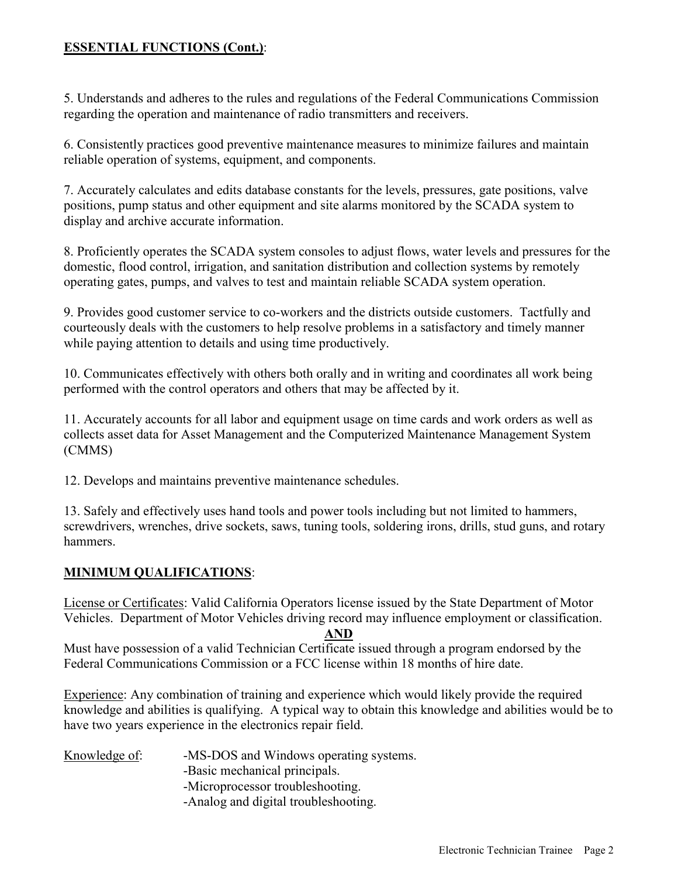**ESSENTIAL FUNCTIONS (Cont.)**:

5. Understands and adheres to the rules and regulations of the Federal Communications Commission regarding the operation and maintenance of radio transmitters and receivers.

6. Consistently practices good preventive maintenance measures to minimize failures and maintain reliable operation of systems, equipment, and components.

7. Accurately calculates and edits database constants for the levels, pressures, gate positions, valve positions, pump status and other equipment and site alarms monitored by the SCADA system to display and archive accurate information.

8. Proficiently operates the SCADA system consoles to adjust flows, water levels and pressures for the domestic, flood control, irrigation, and sanitation distribution and collection systems by remotely operating gates, pumps, and valves to test and maintain reliable SCADA system operation.

9. Provides good customer service to co-workers and the districts outside customers. Tactfully and courteously deals with the customers to help resolve problems in a satisfactory and timely manner while paying attention to details and using time productively.

10. Communicates effectively with others both orally and in writing and coordinates all work being performed with the control operators and others that may be affected by it.

11. Accurately accounts for all labor and equipment usage on time cards and work orders as well as collects asset data for Asset Management and the Computerized Maintenance Management System (CMMS)

12. Develops and maintains preventive maintenance schedules.

13. Safely and effectively uses hand tools and power tools including but not limited to hammers, screwdrivers, wrenches, drive sockets, saws, tuning tools, soldering irons, drills, stud guns, and rotary hammers.

**MINIMUM QUALIFICATIONS**:

License or Certificates: Valid California Operators license issued by the State Department of Motor Vehicles. Department of Motor Vehicles driving record may influence employment or classification.

**AND**

Must have possession of a valid Technician Certificate issued through a program endorsed by the Federal Communications Commission or a FCC license within 18 months of hire date.

Experience: Any combination of training and experience which would likely provide the required knowledge and abilities is qualifying. A typical way to obtain this knowledge and abilities would be to have two years experience in the electronics repair field.

Knowledge of:
- MS-DOS and Windows operating systems.
- Basic mechanical principals.
- Microprocessor troubleshooting.
- Analog and digital troubleshooting.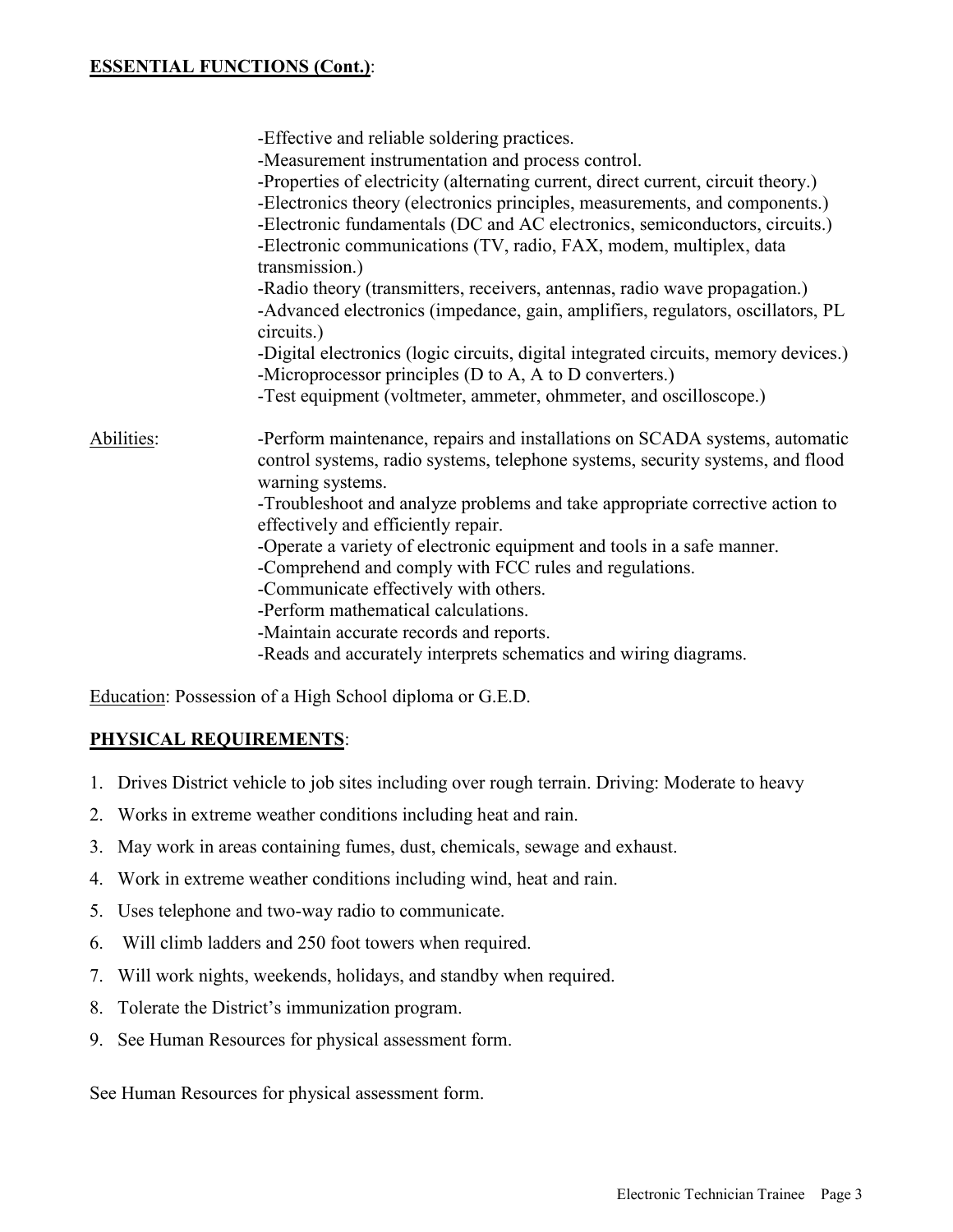**ESSENTIAL FUNCTIONS (Cont.)**:

- -Effective and reliable soldering practices.
- -Measurement instrumentation and process control.
- -Properties of electricity (alternating current, direct current, circuit theory.)
- -Electronics theory (electronics principles, measurements, and components.)
- -Electronic fundamentals (DC and AC electronics, semiconductors, circuits.)
- -Electronic communications (TV, radio, FAX, modem, multiplex, data transmission.)
- -Radio theory (transmitters, receivers, antennas, radio wave propagation.)
- -Advanced electronics (impedance, gain, amplifiers, regulators, oscillators, PL circuits.)
- -Digital electronics (logic circuits, digital integrated circuits, memory devices.)
- -Microprocessor principles (D to A, A to D converters.)
- -Test equipment (voltmeter, ammeter, ohmmeter, and oscilloscope.)

Abilities:

- -Perform maintenance, repairs and installations on SCADA systems, automatic control systems, radio systems, telephone systems, security systems, and flood warning systems.
- -Troubleshoot and analyze problems and take appropriate corrective action to effectively and efficiently repair.
- -Operate a variety of electronic equipment and tools in a safe manner.
- -Comprehend and comply with FCC rules and regulations.
- -Communicate effectively with others.
- -Perform mathematical calculations.
- -Maintain accurate records and reports.
- -Reads and accurately interprets schematics and wiring diagrams.

Education: Possession of a High School diploma or G.E.D.

**PHYSICAL REQUIREMENTS**:

1. Drives District vehicle to job sites including over rough terrain. Driving: Moderate to heavy
2. Works in extreme weather conditions including heat and rain.
3. May work in areas containing fumes, dust, chemicals, sewage and exhaust.
4. Work in extreme weather conditions including wind, heat and rain.
5. Uses telephone and two-way radio to communicate.
6. Will climb ladders and 250 foot towers when required.
7. Will work nights, weekends, holidays, and standby when required.
8. Tolerate the District's immunization program.
9. See Human Resources for physical assessment form.

See Human Resources for physical assessment form.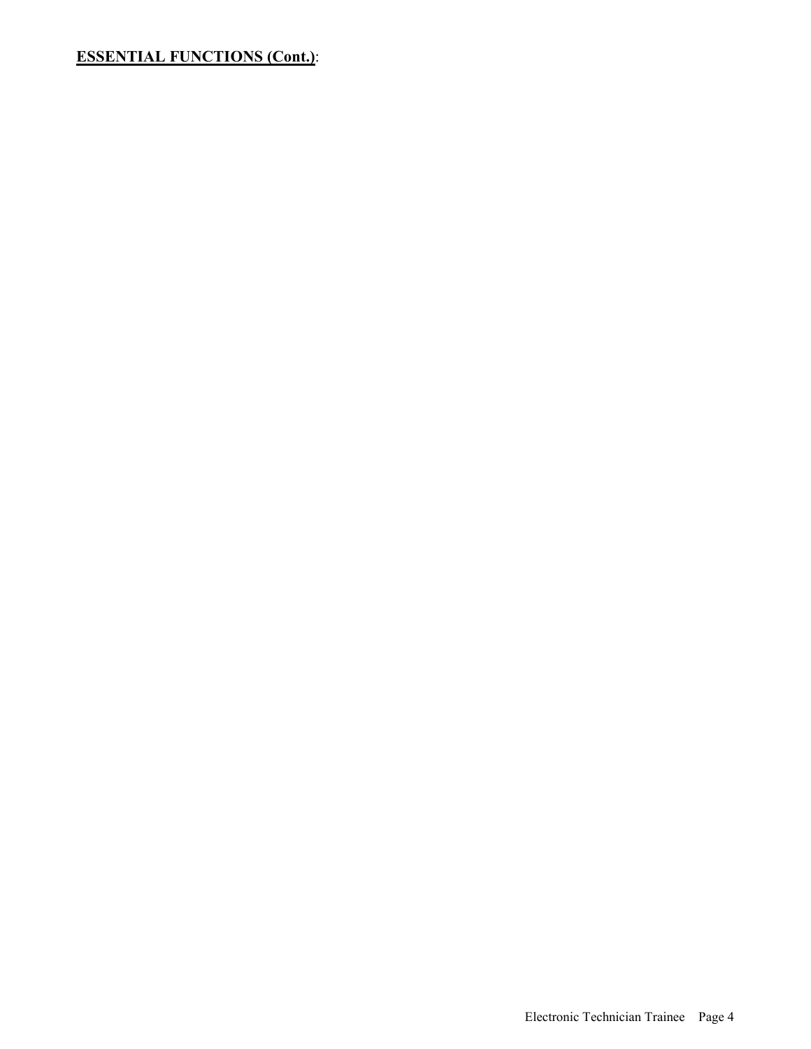**ESSENTIAL FUNCTIONS (Cont.)**: